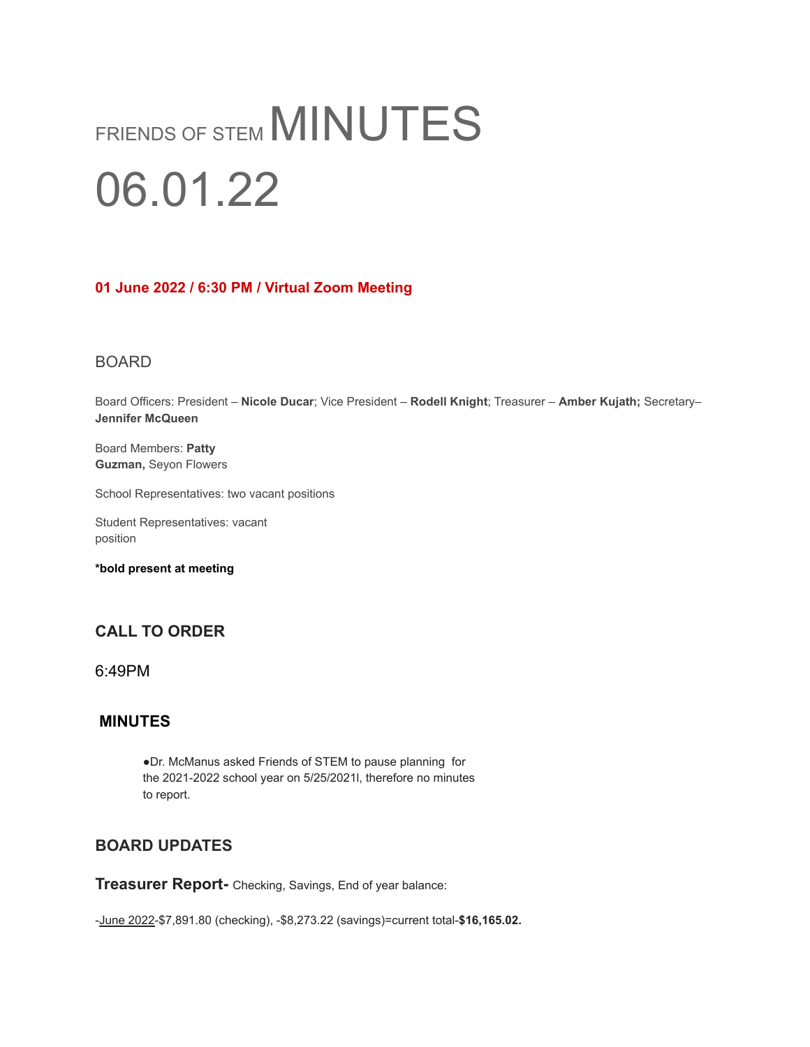# FRIENDS OF STEM MINUTES 06.01.22

**01 June 2022 / 6:30 PM / Virtual Zoom Meeting**

## BOARD

Board Officers: President – **Nicole Ducar**; Vice President – **Rodell Knight**; Treasurer – **Amber Kujath;** Secretary– **Jennifer McQueen**

Board Members: **Patty Guzman,** Seyon Flowers

School Representatives: two vacant positions

Student Representatives: vacant position

***bold present at meeting**

## CALL TO ORDER

6:49PM

## MINUTES

- Dr. McManus asked Friends of STEM to pause planning for the 2021-2022 school year on 5/25/2021l, therefore no minutes to report.

## BOARD UPDATES

**Treasurer Report-** Checking, Savings, End of year balance:

-June 2022-$7,891.80 (checking), -$8,273.22 (savings)=current total-**$16,165.02.**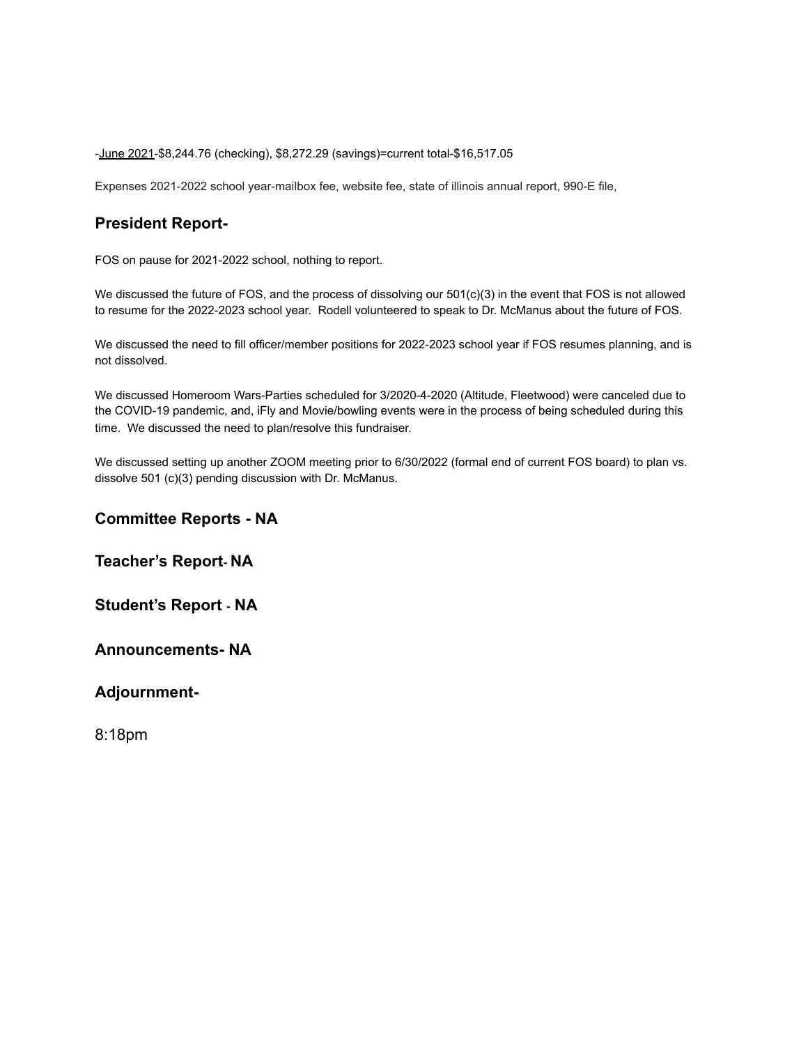-June 2021-$8,244.76 (checking), $8,272.29 (savings)=current total-$16,517.05

Expenses 2021-2022 school year-mailbox fee, website fee, state of illinois annual report, 990-E file,

## President Report-

FOS on pause for 2021-2022 school, nothing to report.

We discussed the future of FOS, and the process of dissolving our 501(c)(3) in the event that FOS is not allowed to resume for the 2022-2023 school year. Rodell volunteered to speak to Dr. McManus about the future of FOS.

We discussed the need to fill officer/member positions for 2022-2023 school year if FOS resumes planning, and is not dissolved.

We discussed Homeroom Wars-Parties scheduled for 3/2020-4-2020 (Altitude, Fleetwood) were canceled due to the COVID-19 pandemic, and, iFly and Movie/bowling events were in the process of being scheduled during this time. We discussed the need to plan/resolve this fundraiser.

We discussed setting up another ZOOM meeting prior to 6/30/2022 (formal end of current FOS board) to plan vs. dissolve 501 (c)(3) pending discussion with Dr. McManus.

## Committee Reports - NA

## Teacher's Report- NA

## Student's Report - NA

## Announcements- NA

## Adjournment-

8:18pm